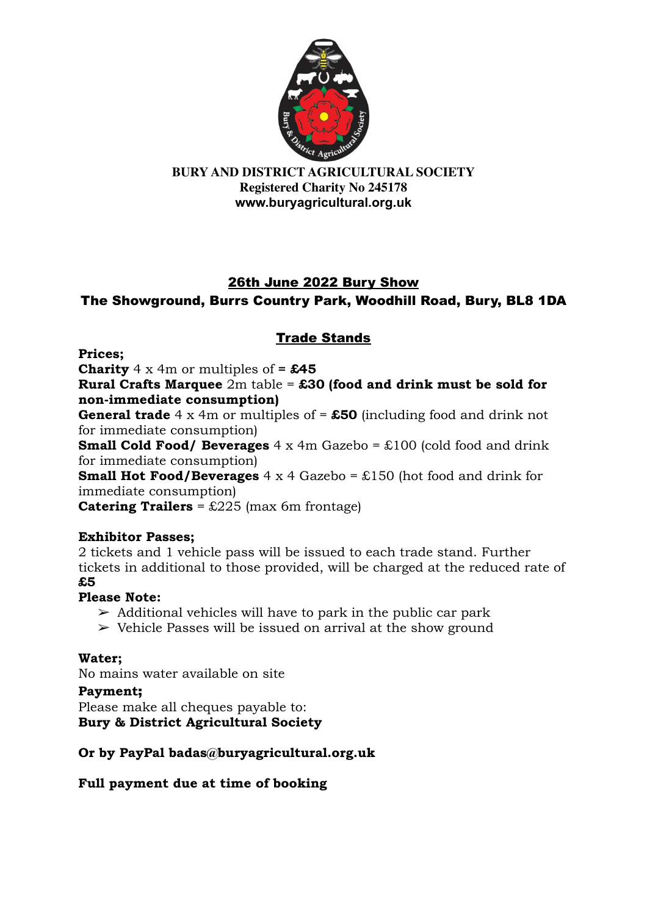**BURY AND DISTRICT AGRICULTURAL SOCIETY**
**Registered Charity No 245178**
**www.buryagricultural.org.uk**

## 26th June 2022 Bury Show

## The Showground, Burrs Country Park, Woodhill Road, Bury, BL8 1DA

### Trade Stands

**Prices;**

**Charity** 4 x 4m or multiples of **= £45**

**Rural Crafts Marquee** 2m table = **£30 (food and drink must be sold for non-immediate consumption)**

**General trade** 4 x 4m or multiples of = **£50** (including food and drink not for immediate consumption)

**Small Cold Food/ Beverages** 4 x 4m Gazebo = £100 (cold food and drink for immediate consumption)

**Small Hot Food/Beverages** 4 x 4 Gazebo = £150 (hot food and drink for immediate consumption)

**Catering Trailers** = £225 (max 6m frontage)

**Exhibitor Passes;**

2 tickets and 1 vehicle pass will be issued to each trade stand. Further tickets in additional to those provided, will be charged at the reduced rate of **£5**

**Please Note:**

- Additional vehicles will have to park in the public car park
- Vehicle Passes will be issued on arrival at the show ground

**Water;**

No mains water available on site

**Payment;**

Please make all cheques payable to:
**Bury & District Agricultural Society**

**Or by PayPal badas@buryagricultural.org.uk**

**Full payment due at time of booking**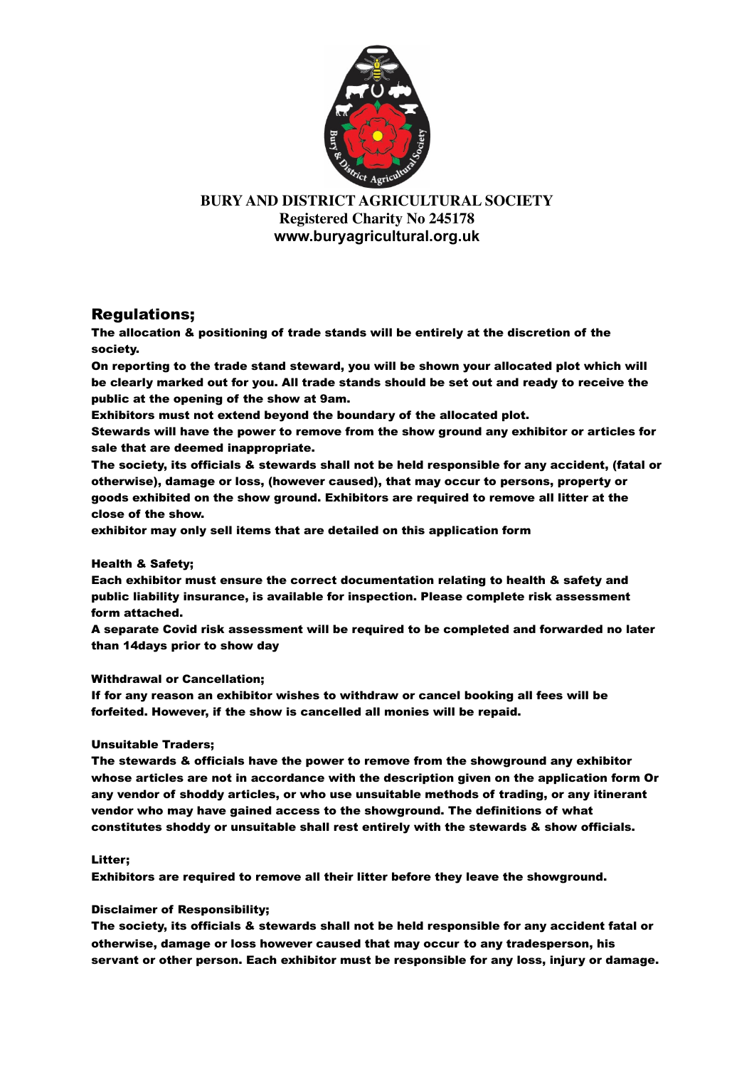**BURY AND DISTRICT AGRICULTURAL SOCIETY**
**Registered Charity No 245178**
**www.buryagricultural.org.uk**

## Regulations;

**The allocation & positioning of trade stands will be entirely at the discretion of the society.**

**On reporting to the trade stand steward, you will be shown your allocated plot which will be clearly marked out for you. All trade stands should be set out and ready to receive the public at the opening of the show at 9am.**

**Exhibitors must not extend beyond the boundary of the allocated plot.**

**Stewards will have the power to remove from the show ground any exhibitor or articles for sale that are deemed inappropriate.**

**The society, its officials & stewards shall not be held responsible for any accident, (fatal or otherwise), damage or loss, (however caused), that may occur to persons, property or goods exhibited on the show ground. Exhibitors are required to remove all litter at the close of the show.**

**exhibitor may only sell items that are detailed on this application form**

**Health & Safety;**

**Each exhibitor must ensure the correct documentation relating to health & safety and public liability insurance, is available for inspection. Please complete risk assessment form attached.**

**A separate Covid risk assessment will be required to be completed and forwarded no later than 14days prior to show day**

**Withdrawal or Cancellation;**

**If for any reason an exhibitor wishes to withdraw or cancel booking all fees will be forfeited. However, if the show is cancelled all monies will be repaid.**

**Unsuitable Traders;**

**The stewards & officials have the power to remove from the showground any exhibitor whose articles are not in accordance with the description given on the application form Or any vendor of shoddy articles, or who use unsuitable methods of trading, or any itinerant vendor who may have gained access to the showground. The definitions of what constitutes shoddy or unsuitable shall rest entirely with the stewards & show officials.**

**Litter;**

**Exhibitors are required to remove all their litter before they leave the showground.**

**Disclaimer of Responsibility;**

**The society, its officials & stewards shall not be held responsible for any accident fatal or otherwise, damage or loss however caused that may occur to any tradesperson, his servant or other person. Each exhibitor must be responsible for any loss, injury or damage.**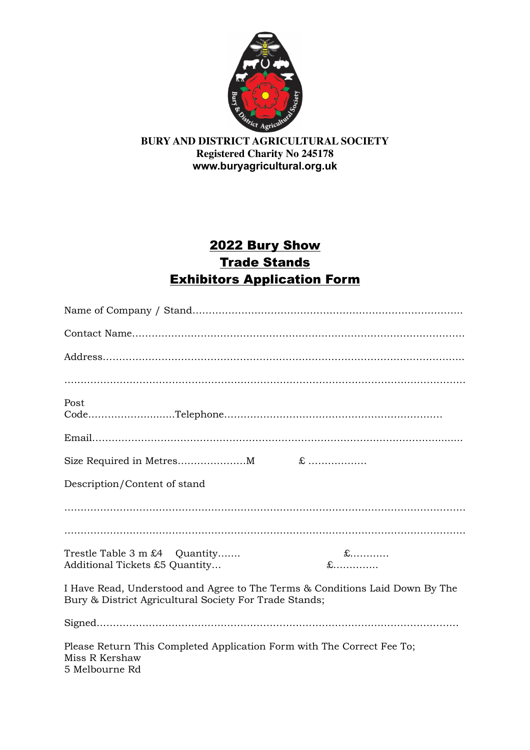**BURY AND DISTRICT AGRICULTURAL SOCIETY**
**Registered Charity No 245178**
**www.buryagricultural.org.uk**

# 2022 Bury Show
# Trade Stands
# Exhibitors Application Form

Name of Company / Stand…………………………………………………………………………

Contact Name……………………………………………………………………………………

Address……………………………………………………………………………………………

……………………………………………………………………………………………………

Post Code………………………Telephone…………………………………………………………

Email………………………………………………………………………………………………

Size Required in Metres…………………M £ ………………

Description/Content of stand

……………………………………………………………………………………………………

……………………………………………………………………………………………………

Trestle Table 3 m £4 Quantity……. £…………
Additional Tickets £5 Quantity… £…………..

I Have Read, Understood and Agree to The Terms & Conditions Laid Down By The Bury & District Agricultural Society For Trade Stands;

Signed……………………………………………………………………………………………

Please Return This Completed Application Form with The Correct Fee To;
Miss R Kershaw
5 Melbourne Rd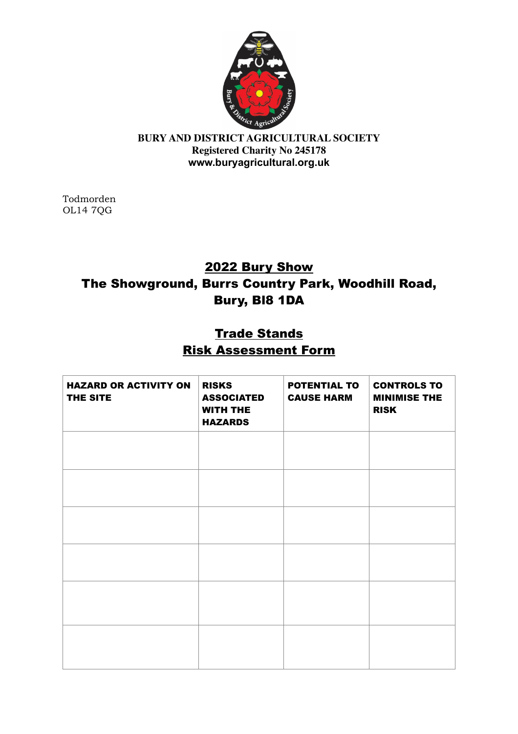**BURY AND DISTRICT AGRICULTURAL SOCIETY**
**Registered Charity No 245178**
**www.buryagricultural.org.uk**

Todmorden
OL14 7QG

## 2022 Bury Show
## The Showground, Burrs Country Park, Woodhill Road, Bury, Bl8 1DA

## Trade Stands
## Risk Assessment Form

| HAZARD OR ACTIVITY ON THE SITE | RISKS ASSOCIATED WITH THE HAZARDS | POTENTIAL TO CAUSE HARM | CONTROLS TO MINIMISE THE RISK |
| --- | --- | --- | --- |
| | | | |
| | | | |
| | | | |
| | | | |
| | | | |
| | | | |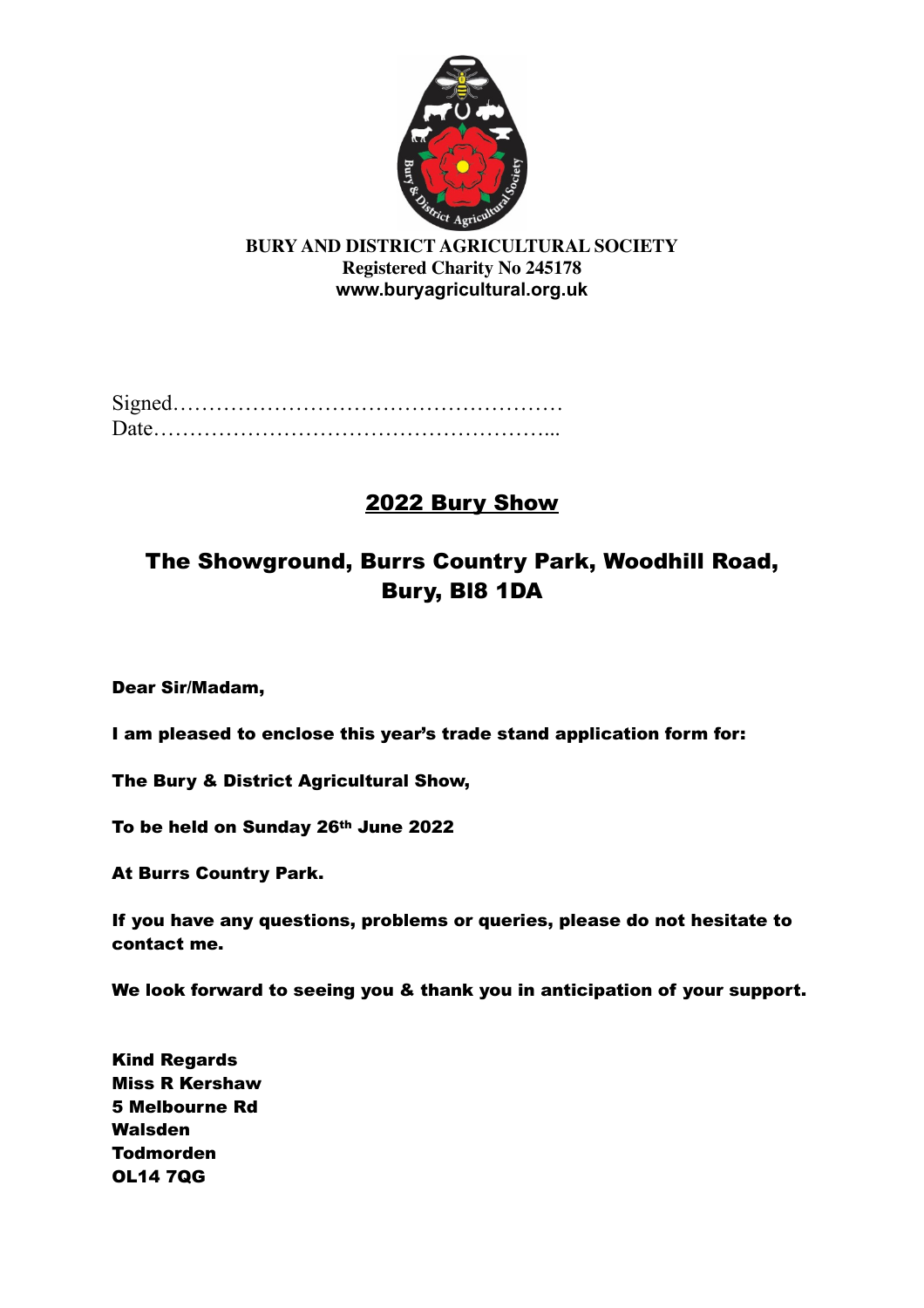**BURY AND DISTRICT AGRICULTURAL SOCIETY**
**Registered Charity No 245178**
**www.buryagricultural.org.uk**

Signed………………………………………………
Date………………………………………………...

## 2022 Bury Show

## The Showground, Burrs Country Park, Woodhill Road, Bury, Bl8 1DA

**Dear Sir/Madam,**

**I am pleased to enclose this year's trade stand application form for:**

**The Bury & District Agricultural Show,**

**To be held on Sunday 26th June 2022**

**At Burrs Country Park.**

**If you have any questions, problems or queries, please do not hesitate to contact me.**

**We look forward to seeing you & thank you in anticipation of your support.**

**Kind Regards**
**Miss R Kershaw**
**5 Melbourne Rd**
**Walsden**
**Todmorden**
**OL14 7QG**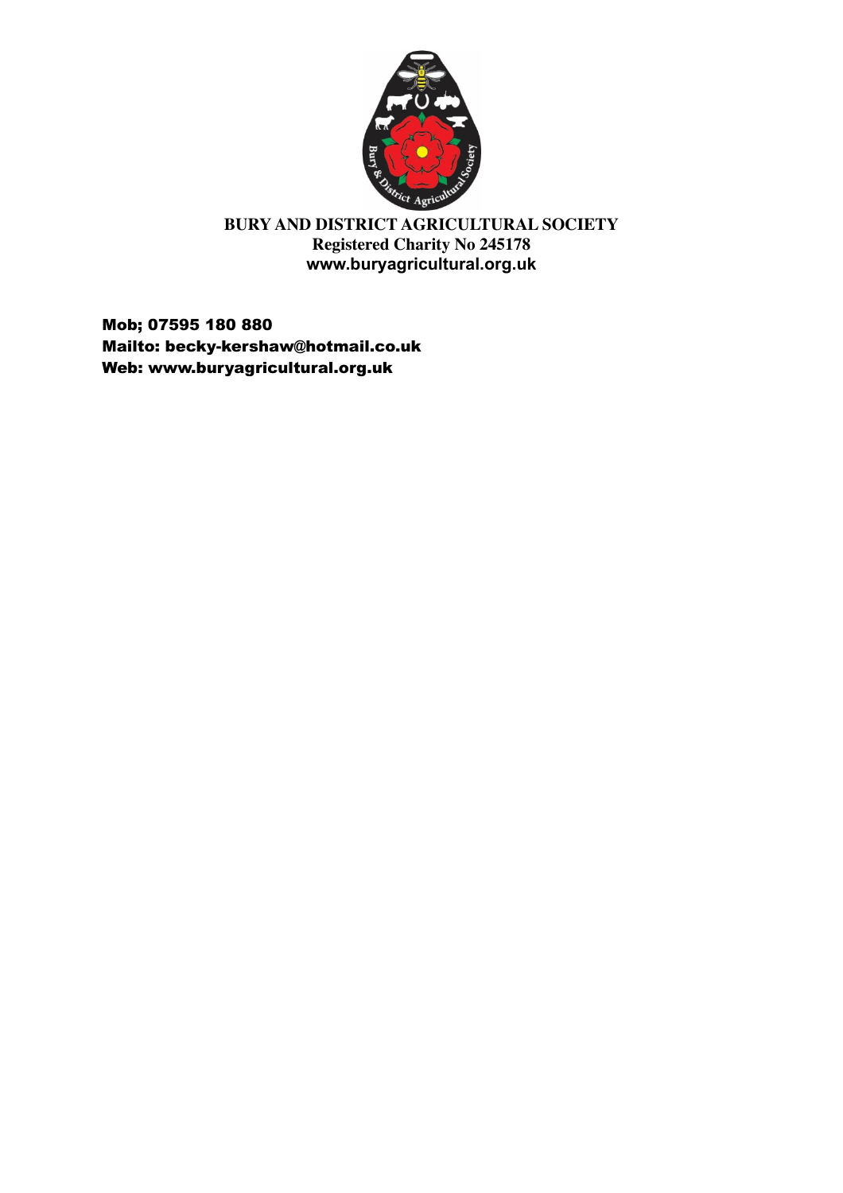**BURY AND DISTRICT AGRICULTURAL SOCIETY**
**Registered Charity No 245178**
**www.buryagricultural.org.uk**

**Mob; 07595 180 880**
**Mailto: becky-kershaw@hotmail.co.uk**
**Web: www.buryagricultural.org.uk**